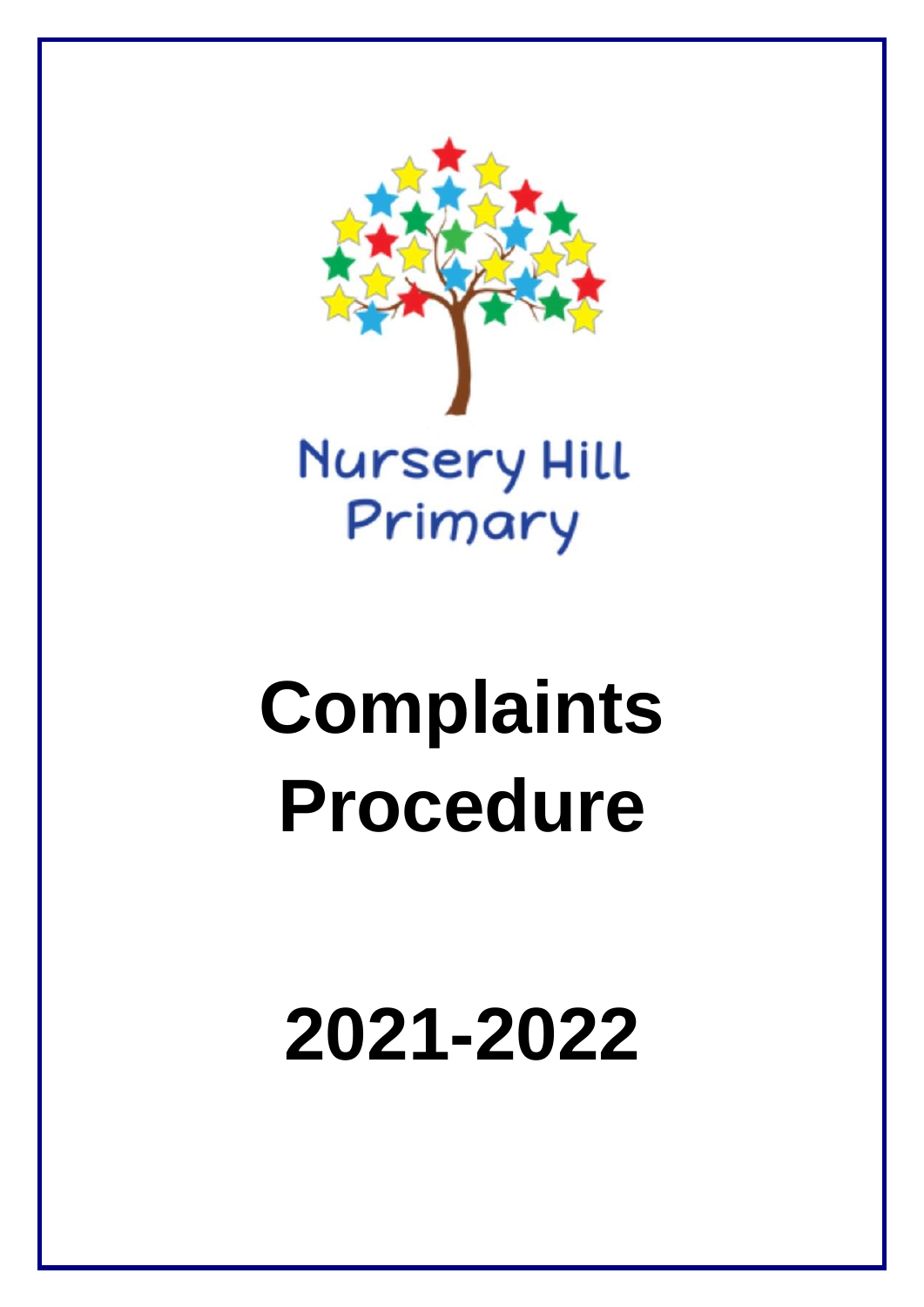Nursery Hill Primary

# Complaints Procedure

# 2021-2022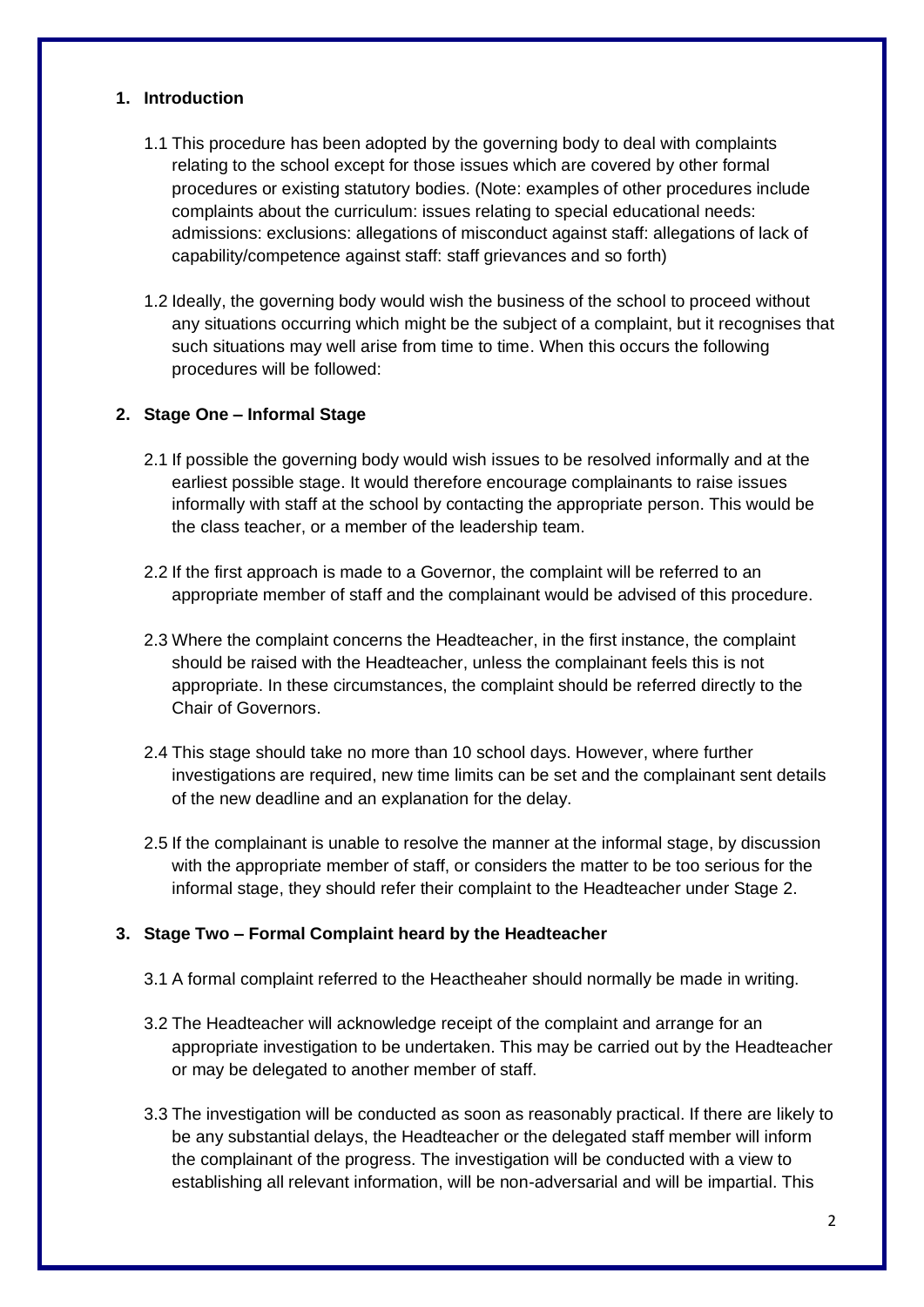## 1. Introduction

1.1 This procedure has been adopted by the governing body to deal with complaints relating to the school except for those issues which are covered by other formal procedures or existing statutory bodies. (Note: examples of other procedures include complaints about the curriculum: issues relating to special educational needs: admissions: exclusions: allegations of misconduct against staff: allegations of lack of capability/competence against staff: staff grievances and so forth)

1.2 Ideally, the governing body would wish the business of the school to proceed without any situations occurring which might be the subject of a complaint, but it recognises that such situations may well arise from time to time. When this occurs the following procedures will be followed:

## 2. Stage One – Informal Stage

2.1 If possible the governing body would wish issues to be resolved informally and at the earliest possible stage. It would therefore encourage complainants to raise issues informally with staff at the school by contacting the appropriate person. This would be the class teacher, or a member of the leadership team.

2.2 If the first approach is made to a Governor, the complaint will be referred to an appropriate member of staff and the complainant would be advised of this procedure.

2.3 Where the complaint concerns the Headteacher, in the first instance, the complaint should be raised with the Headteacher, unless the complainant feels this is not appropriate. In these circumstances, the complaint should be referred directly to the Chair of Governors.

2.4 This stage should take no more than 10 school days. However, where further investigations are required, new time limits can be set and the complainant sent details of the new deadline and an explanation for the delay.

2.5 If the complainant is unable to resolve the manner at the informal stage, by discussion with the appropriate member of staff, or considers the matter to be too serious for the informal stage, they should refer their complaint to the Headteacher under Stage 2.

## 3. Stage Two – Formal Complaint heard by the Headteacher

3.1 A formal complaint referred to the Heactheaher should normally be made in writing.

3.2 The Headteacher will acknowledge receipt of the complaint and arrange for an appropriate investigation to be undertaken. This may be carried out by the Headteacher or may be delegated to another member of staff.

3.3 The investigation will be conducted as soon as reasonably practical. If there are likely to be any substantial delays, the Headteacher or the delegated staff member will inform the complainant of the progress. The investigation will be conducted with a view to establishing all relevant information, will be non-adversarial and will be impartial. This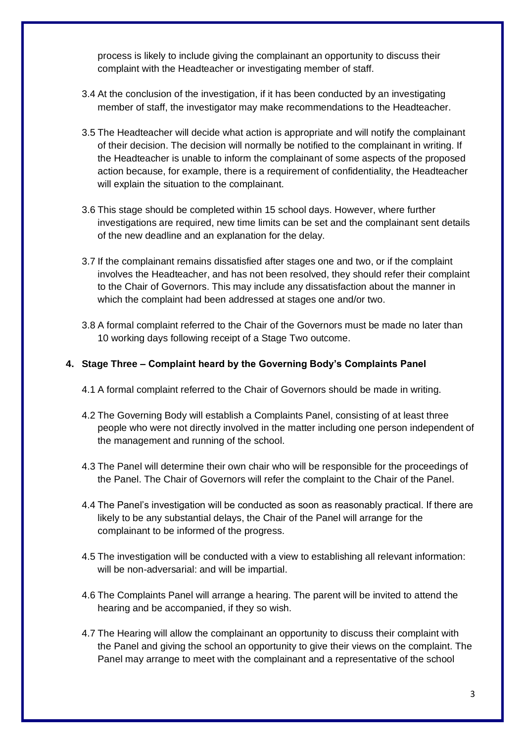process is likely to include giving the complainant an opportunity to discuss their complaint with the Headteacher or investigating member of staff.

3.4 At the conclusion of the investigation, if it has been conducted by an investigating member of staff, the investigator may make recommendations to the Headteacher.

3.5 The Headteacher will decide what action is appropriate and will notify the complainant of their decision. The decision will normally be notified to the complainant in writing. If the Headteacher is unable to inform the complainant of some aspects of the proposed action because, for example, there is a requirement of confidentiality, the Headteacher will explain the situation to the complainant.

3.6 This stage should be completed within 15 school days. However, where further investigations are required, new time limits can be set and the complainant sent details of the new deadline and an explanation for the delay.

3.7 If the complainant remains dissatisfied after stages one and two, or if the complaint involves the Headteacher, and has not been resolved, they should refer their complaint to the Chair of Governors. This may include any dissatisfaction about the manner in which the complaint had been addressed at stages one and/or two.

3.8 A formal complaint referred to the Chair of the Governors must be made no later than 10 working days following receipt of a Stage Two outcome.

## 4. Stage Three – Complaint heard by the Governing Body's Complaints Panel

4.1 A formal complaint referred to the Chair of Governors should be made in writing.

4.2 The Governing Body will establish a Complaints Panel, consisting of at least three people who were not directly involved in the matter including one person independent of the management and running of the school.

4.3 The Panel will determine their own chair who will be responsible for the proceedings of the Panel. The Chair of Governors will refer the complaint to the Chair of the Panel.

4.4 The Panel's investigation will be conducted as soon as reasonably practical. If there are likely to be any substantial delays, the Chair of the Panel will arrange for the complainant to be informed of the progress.

4.5 The investigation will be conducted with a view to establishing all relevant information: will be non-adversarial: and will be impartial.

4.6 The Complaints Panel will arrange a hearing. The parent will be invited to attend the hearing and be accompanied, if they so wish.

4.7 The Hearing will allow the complainant an opportunity to discuss their complaint with the Panel and giving the school an opportunity to give their views on the complaint. The Panel may arrange to meet with the complainant and a representative of the school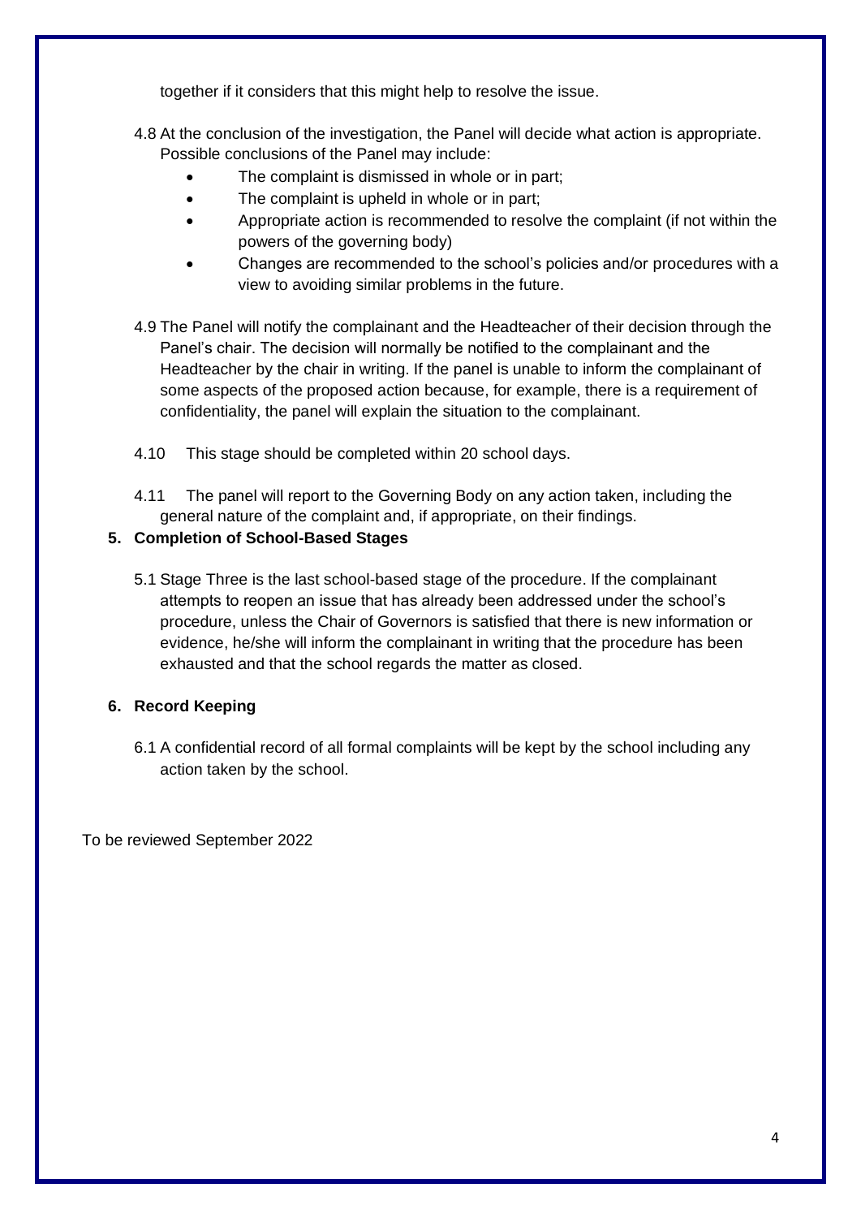together if it considers that this might help to resolve the issue.

4.8 At the conclusion of the investigation, the Panel will decide what action is appropriate. Possible conclusions of the Panel may include:

- The complaint is dismissed in whole or in part;
- The complaint is upheld in whole or in part;
- Appropriate action is recommended to resolve the complaint (if not within the powers of the governing body)
- Changes are recommended to the school's policies and/or procedures with a view to avoiding similar problems in the future.

4.9 The Panel will notify the complainant and the Headteacher of their decision through the Panel's chair. The decision will normally be notified to the complainant and the Headteacher by the chair in writing. If the panel is unable to inform the complainant of some aspects of the proposed action because, for example, there is a requirement of confidentiality, the panel will explain the situation to the complainant.

4.10 This stage should be completed within 20 school days.

4.11 The panel will report to the Governing Body on any action taken, including the general nature of the complaint and, if appropriate, on their findings.

## 5. Completion of School-Based Stages

5.1 Stage Three is the last school-based stage of the procedure. If the complainant attempts to reopen an issue that has already been addressed under the school's procedure, unless the Chair of Governors is satisfied that there is new information or evidence, he/she will inform the complainant in writing that the procedure has been exhausted and that the school regards the matter as closed.

## 6. Record Keeping

6.1 A confidential record of all formal complaints will be kept by the school including any action taken by the school.

To be reviewed September 2022